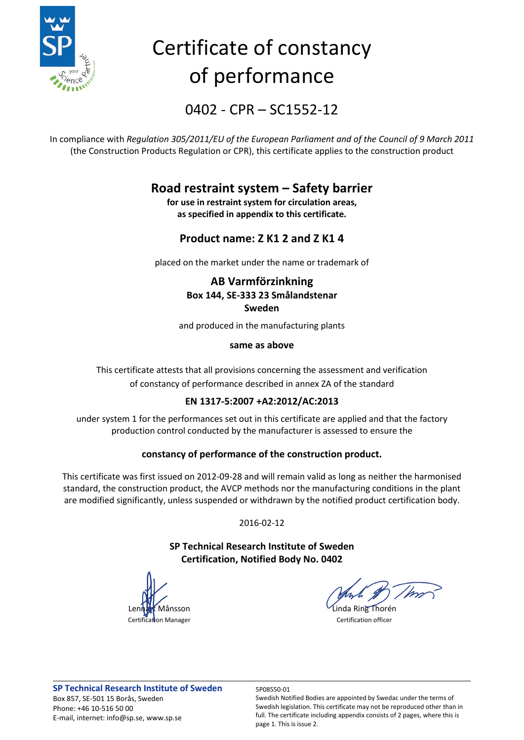# Certificate of constancy of performance

## 0402 - CPR – SC1552-12

In compliance with *Regulation 305/2011/EU of the European Parliament and of the Council of 9 March 2011* (the Construction Products Regulation or CPR), this certificate applies to the construction product

### Road restraint system – Safety barrier

**for use in restraint system for circulation areas, as specified in appendix to this certificate.**

### Product name: Z K1 2 and Z K1 4

placed on the market under the name or trademark of

**AB Varmförzinkning**
**Box 144, SE-333 23 Smålandstenar**
**Sweden**

and produced in the manufacturing plants

**same as above**

This certificate attests that all provisions concerning the assessment and verification of constancy of performance described in annex ZA of the standard

**EN 1317-5:2007 +A2:2012/AC:2013**

under system 1 for the performances set out in this certificate are applied and that the factory production control conducted by the manufacturer is assessed to ensure the

**constancy of performance of the construction product.**

This certificate was first issued on 2012-09-28 and will remain valid as long as neither the harmonised standard, the construction product, the AVCP methods nor the manufacturing conditions in the plant are modified significantly, unless suspended or withdrawn by the notified product certification body.

2016-02-12

**SP Technical Research Institute of Sweden**
**Certification, Notified Body No. 0402**

Lennart Månsson
Certification Manager

Linda Ring Thorén
Certification officer

**SP Technical Research Institute of Sweden**
Box 857, SE-501 15 Borås, Sweden
Phone: +46 10-516 50 00
E-mail, internet: info@sp.se, www.sp.se

5P08550-01
Swedish Notified Bodies are appointed by Swedac under the terms of Swedish legislation. This certificate may not be reproduced other than in full. The certificate including appendix consists of 2 pages, where this is page 1. This is issue 2.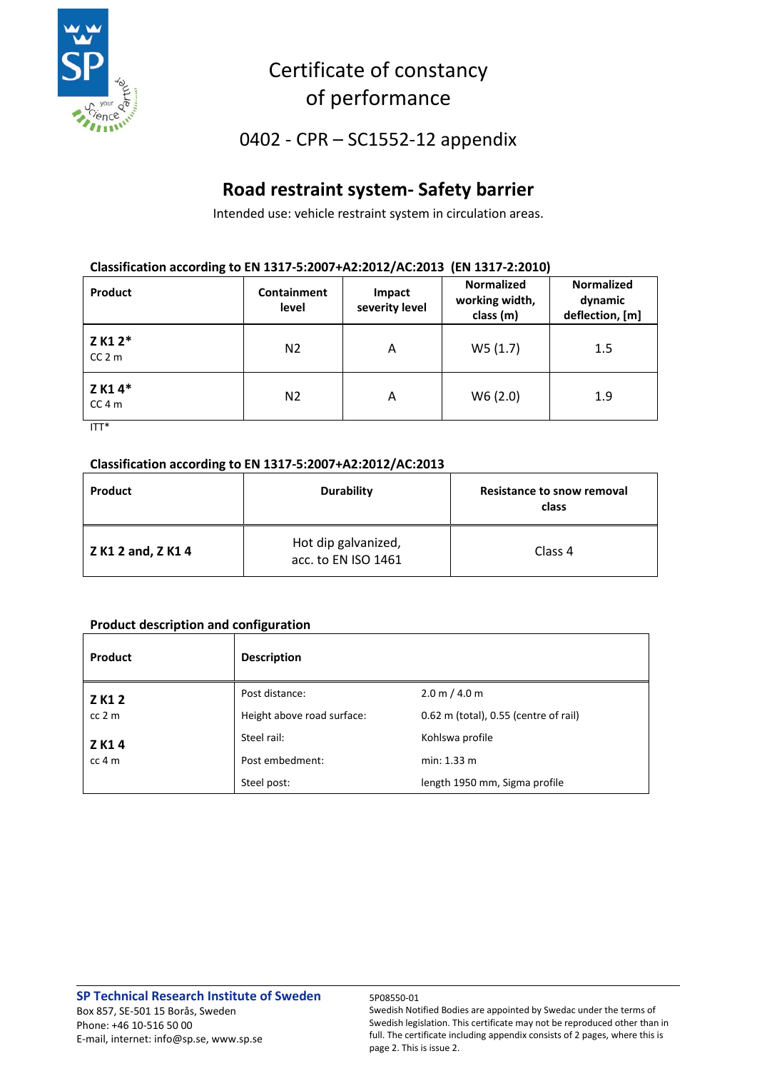# Certificate of constancy of performance

## 0402 - CPR – SC1552-12 appendix

## Road restraint system- Safety barrier

Intended use: vehicle restraint system in circulation areas.

**Classification according to EN 1317-5:2007+A2:2012/AC:2013 (EN 1317-2:2010)**

| Product | Containment level | Impact severity level | Normalized working width, class (m) | Normalized dynamic deflection, [m] |
|---|---|---|---|---|
| **Z K1 2*** CC 2 m | N2 | A | W5 (1.7) | 1.5 |
| **Z K1 4*** CC 4 m | N2 | A | W6 (2.0) | 1.9 |

ITT*

**Classification according to EN 1317-5:2007+A2:2012/AC:2013**

| Product | Durability | Resistance to snow removal class |
|---|---|---|
| **Z K1 2 and, Z K1 4** | Hot dip galvanized, acc. to EN ISO 1461 | Class 4 |

**Product description and configuration**

| Product | Description | |
|---|---|---|
| **Z K1 2** cc 2 m<br>**Z K1 4** cc 4 m | Post distance: | 2.0 m / 4.0 m |
| | Height above road surface: | 0.62 m (total), 0.55 (centre of rail) |
| | Steel rail: | Kohlswa profile |
| | Post embedment: | min: 1.33 m |
| | Steel post: | length 1950 mm, Sigma profile |

**SP Technical Research Institute of Sweden**
Box 857, SE-501 15 Borås, Sweden
Phone: +46 10-516 50 00
E-mail, internet: info@sp.se, www.sp.se

5P08550-01
Swedish Notified Bodies are appointed by Swedac under the terms of Swedish legislation. This certificate may not be reproduced other than in full. The certificate including appendix consists of 2 pages, where this is page 2. This is issue 2.